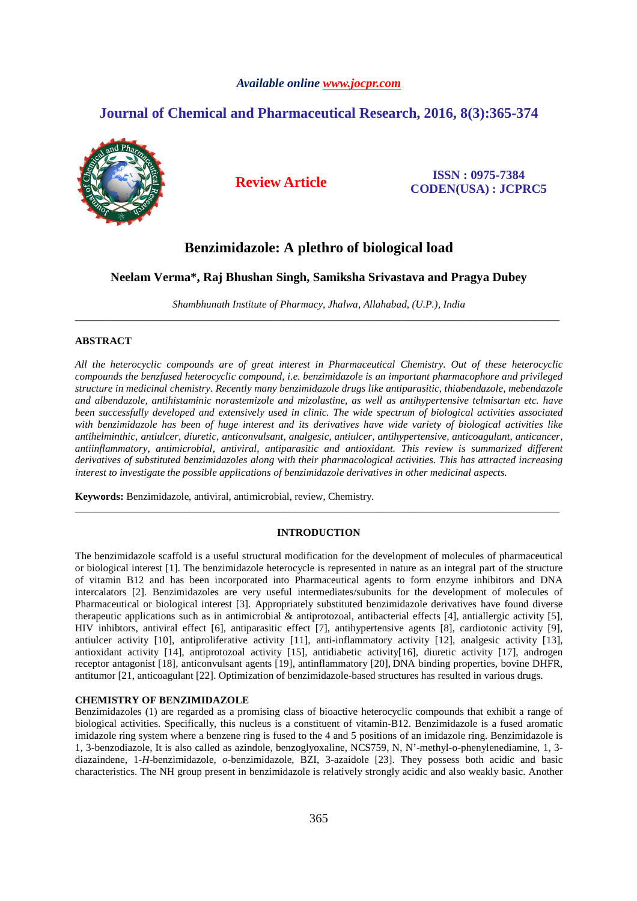*Available online www.jocpr.com*

## Journal of Chemical and Pharmaceutical Research, 2016, 8(3):365-374

**Review Article**

**ISSN : 0975-7384**
**CODEN(USA) : JCPRC5**

# Benzimidazole: A plethro of biological load

**Neelam Verma\*, Raj Bhushan Singh, Samiksha Srivastava and Pragya Dubey**

*Shambhunath Institute of Pharmacy, Jhalwa, Allahabad, (U.P.), India*

---

## ABSTRACT

*All the heterocyclic compounds are of great interest in Pharmaceutical Chemistry. Out of these heterocyclic compounds the benzfused heterocyclic compound, i.e. benzimidazole is an important pharmacophore and privileged structure in medicinal chemistry. Recently many benzimidazole drugs like antiparasitic, thiabendazole, mebendazole and albendazole, antihistaminic norastemizole and mizolastine, as well as antihypertensive telmisartan etc. have been successfully developed and extensively used in clinic. The wide spectrum of biological activities associated with benzimidazole has been of huge interest and its derivatives have wide variety of biological activities like antihelminthic, antiulcer, diuretic, anticonvulsant, analgesic, antiulcer, antihypertensive, anticoagulant, anticancer, antiinflammatory, antimicrobial, antiviral, antiparasitic and antioxidant. This review is summarized different derivatives of substituted benzimidazoles along with their pharmacological activities. This has attracted increasing interest to investigate the possible applications of benzimidazole derivatives in other medicinal aspects.*

**Keywords:** Benzimidazole, antiviral, antimicrobial, review, Chemistry.

---

## INTRODUCTION

The benzimidazole scaffold is a useful structural modification for the development of molecules of pharmaceutical or biological interest [1]. The benzimidazole heterocycle is represented in nature as an integral part of the structure of vitamin B12 and has been incorporated into Pharmaceutical agents to form enzyme inhibitors and DNA intercalators [2]. Benzimidazoles are very useful intermediates/subunits for the development of molecules of Pharmaceutical or biological interest [3]. Appropriately substituted benzimidazole derivatives have found diverse therapeutic applications such as in antimicrobial & antiprotozoal, antibacterial effects [4], antiallergic activity [5], HIV inhibitors, antiviral effect [6], antiparasitic effect [7], antihypertensive agents [8], cardiotonic activity [9], antiulcer activity [10], antiproliferative activity [11], anti-inflammatory activity [12], analgesic activity [13], antioxidant activity [14], antiprotozoal activity [15], antidiabetic activity[16], diuretic activity [17], androgen receptor antagonist [18], anticonvulsant agents [19], antinflammatory [20], DNA binding properties, bovine DHFR, antitumor [21, anticoagulant [22]. Optimization of benzimidazole-based structures has resulted in various drugs.

### CHEMISTRY OF BENZIMIDAZOLE

Benzimidazoles (1) are regarded as a promising class of bioactive heterocyclic compounds that exhibit a range of biological activities. Specifically, this nucleus is a constituent of vitamin-B12. Benzimidazole is a fused aromatic imidazole ring system where a benzene ring is fused to the 4 and 5 positions of an imidazole ring. Benzimidazole is 1, 3-benzodiazole, It is also called as azindole, benzoglyoxaline, NCS759, N, N'-methyl-o-phenylenediamine, 1, 3-diazaindene, 1-*H*-benzimidazole, *o*-benzimidazole, BZI, 3-azaidole [23]. They possess both acidic and basic characteristics. The NH group present in benzimidazole is relatively strongly acidic and also weakly basic. Another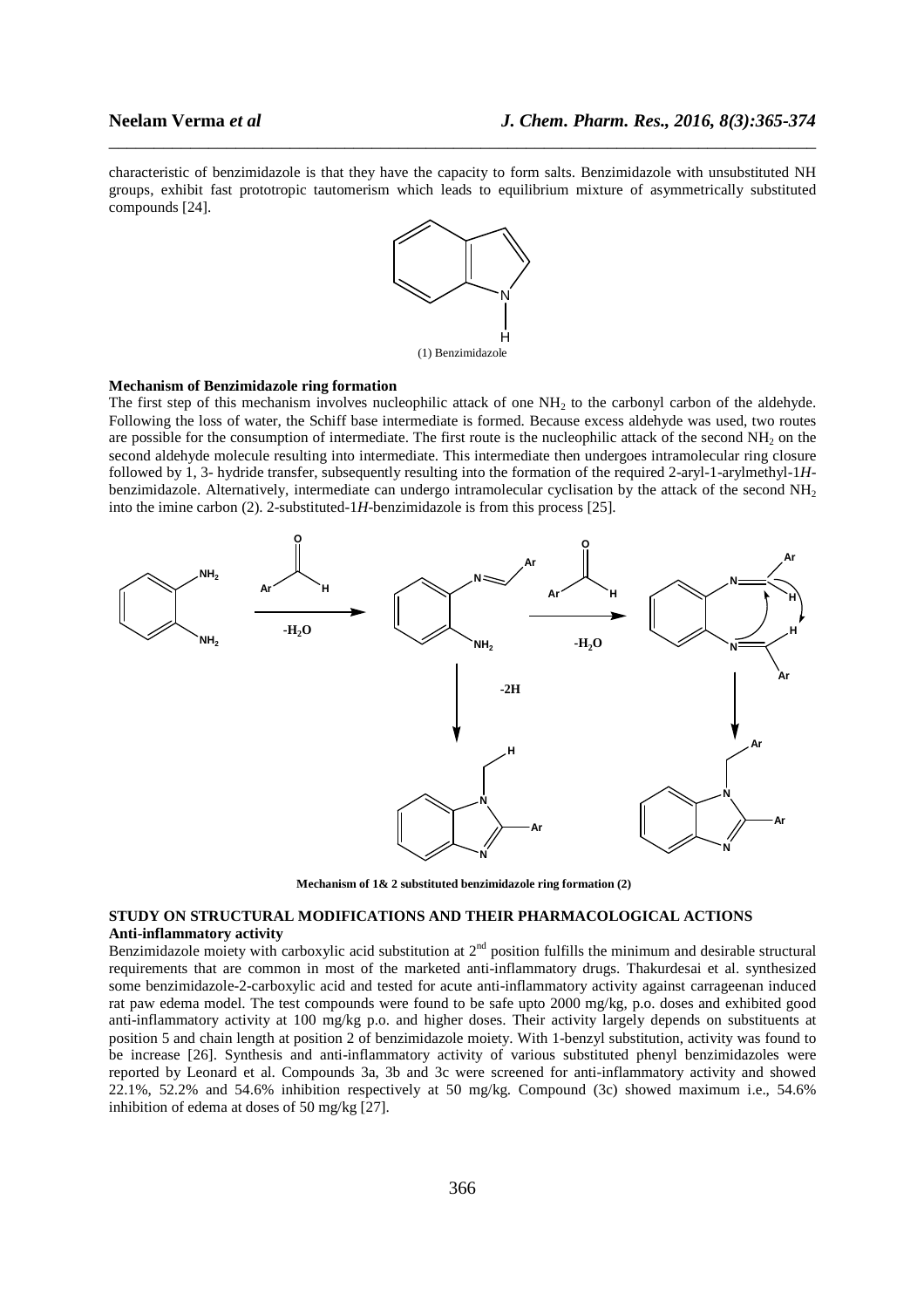characteristic of benzimidazole is that they have the capacity to form salts. Benzimidazole with unsubstituted NH groups, exhibit fast prototropic tautomerism which leads to equilibrium mixture of asymmetrically substituted compounds [24].

(1) Benzimidazole

**Mechanism of Benzimidazole ring formation**

The first step of this mechanism involves nucleophilic attack of one $NH_2$ to the carbonyl carbon of the aldehyde. Following the loss of water, the Schiff base intermediate is formed. Because excess aldehyde was used, two routes are possible for the consumption of intermediate. The first route is the nucleophilic attack of the second $NH_2$ on the second aldehyde molecule resulting into intermediate. This intermediate then undergoes intramolecular ring closure followed by 1, 3- hydride transfer, subsequently resulting into the formation of the required 2-aryl-1-arylmethyl-1*H*-benzimidazole. Alternatively, intermediate can undergo intramolecular cyclisation by the attack of the second $NH_2$ into the imine carbon (2). 2-substituted-1*H*-benzimidazole is from this process [25].

**Mechanism of 1& 2 substituted benzimidazole ring formation (2)**

**STUDY ON STRUCTURAL MODIFICATIONS AND THEIR PHARMACOLOGICAL ACTIONS**

**Anti-inflammatory activity**

Benzimidazole moiety with carboxylic acid substitution at $2^{nd}$ position fulfills the minimum and desirable structural requirements that are common in most of the marketed anti-inflammatory drugs. Thakurdesai et al. synthesized some benzimidazole-2-carboxylic acid and tested for acute anti-inflammatory activity against carrageenan induced rat paw edema model. The test compounds were found to be safe upto 2000 mg/kg, p.o. doses and exhibited good anti-inflammatory activity at 100 mg/kg p.o. and higher doses. Their activity largely depends on substituents at position 5 and chain length at position 2 of benzimidazole moiety. With 1-benzyl substitution, activity was found to be increase [26]. Synthesis and anti-inflammatory activity of various substituted phenyl benzimidazoles were reported by Leonard et al. Compounds 3a, 3b and 3c were screened for anti-inflammatory activity and showed 22.1%, 52.2% and 54.6% inhibition respectively at 50 mg/kg. Compound (3c) showed maximum i.e., 54.6% inhibition of edema at doses of 50 mg/kg [27].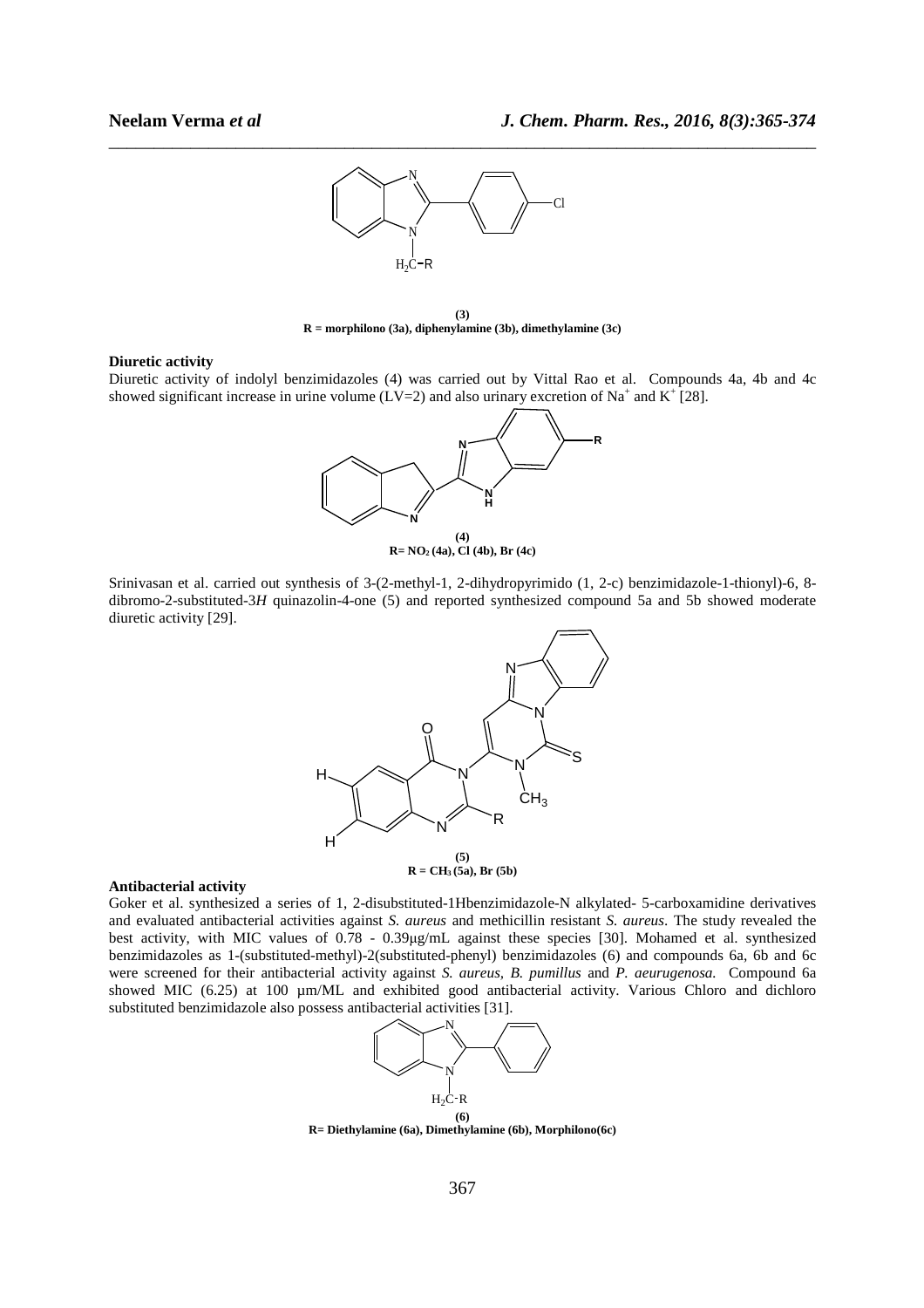**(3)**
**R = morphilono (3a), diphenylamine (3b), dimethylamine (3c)**

**Diuretic activity**

Diuretic activity of indolyl benzimidazoles (4) was carried out by Vittal Rao et al. Compounds 4a, 4b and 4c showed significant increase in urine volume (LV=2) and also urinary excretion of $Na^+$ and $K^+$ [28].

**(4)**
**R= $NO_2$ (4a), Cl (4b), Br (4c)**

Srinivasan et al. carried out synthesis of 3-(2-methyl-1, 2-dihydropyrimido (1, 2-c) benzimidazole-1-thionyl)-6, 8-dibromo-2-substituted-3*H* quinazolin-4-one (5) and reported synthesized compound 5a and 5b showed moderate diuretic activity [29].

**(5)**
**R = $CH_3$ (5a), Br (5b)**

**Antibacterial activity**

Goker et al. synthesized a series of 1, 2-disubstituted-1Hbenzimidazole-N alkylated- 5-carboxamidine derivatives and evaluated antibacterial activities against *S. aureus* and methicillin resistant *S. aureus*. The study revealed the best activity, with MIC values of 0.78 - 0.39μg/mL against these species [30]. Mohamed et al. synthesized benzimidazoles as 1-(substituted-methyl)-2(substituted-phenyl) benzimidazoles (6) and compounds 6a, 6b and 6c were screened for their antibacterial activity against *S. aureus, B. pumillus* and *P. aeurugenosa.* Compound 6a showed MIC (6.25) at 100 µm/ML and exhibited good antibacterial activity. Various Chloro and dichloro substituted benzimidazole also possess antibacterial activities [31].

**(6)**
**R= Diethylamine (6a), Dimethylamine (6b), Morphilono(6c)**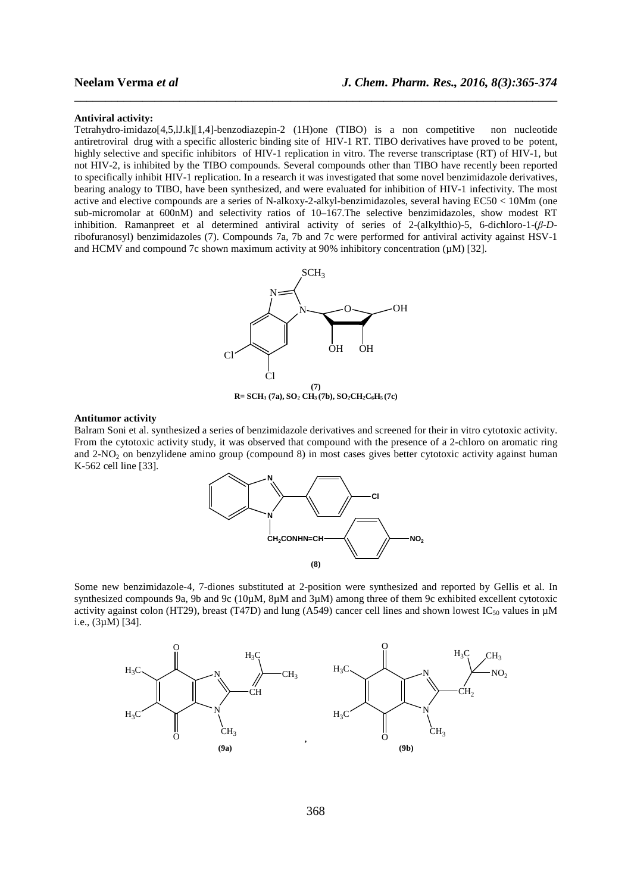**Antiviral activity:**

Tetrahydro-imidazo[4,5,lJ.k][1,4]-benzodiazepin-2 (1H)one (TIBO) is a non competitive non nucleotide antiretroviral drug with a specific allosteric binding site of HIV-1 RT. TIBO derivatives have proved to be potent, highly selective and specific inhibitors of HIV-1 replication in vitro. The reverse transcriptase (RT) of HIV-1, but not HIV-2, is inhibited by the TIBO compounds. Several compounds other than TIBO have recently been reported to specifically inhibit HIV-1 replication. In a research it was investigated that some novel benzimidazole derivatives, bearing analogy to TIBO, have been synthesized, and were evaluated for inhibition of HIV-1 infectivity. The most active and elective compounds are a series of N-alkoxy-2-alkyl-benzimidazoles, several having EC50 < 10Mm (one sub-micromolar at 600nM) and selectivity ratios of 10–167.The selective benzimidazoles, show modest RT inhibition. Ramanpreet et al determined antiviral activity of series of 2-(alkylthio)-5, 6-dichloro-1-(*β-D*-ribofuranosyl) benzimidazoles (7). Compounds 7a, 7b and 7c were performed for antiviral activity against HSV-1 and HCMV and compound 7c shown maximum activity at 90% inhibitory concentration (μM) [32].

**(7)**

**R= $SCH_3$ (7a), $SO_2$ $CH_3$ (7b), $SO_2CH_2C_6H_5$ (7c)**

**Antitumor activity**

Balram Soni et al. synthesized a series of benzimidazole derivatives and screened for their in vitro cytotoxic activity. From the cytotoxic activity study, it was observed that compound with the presence of a 2-chloro on aromatic ring and 2-$NO_2$ on benzylidene amino group (compound 8) in most cases gives better cytotoxic activity against human K-562 cell line [33].

**(8)**

Some new benzimidazole-4, 7-diones substituted at 2-position were synthesized and reported by Gellis et al. In synthesized compounds 9a, 9b and 9c (10μM, 8μM and 3μM) among three of them 9c exhibited excellent cytotoxic activity against colon (HT29), breast (T47D) and lung (A549) cancer cell lines and shown lowest $IC_{50}$ values in μM i.e., (3μM) [34].

**(9a)** , **(9b)**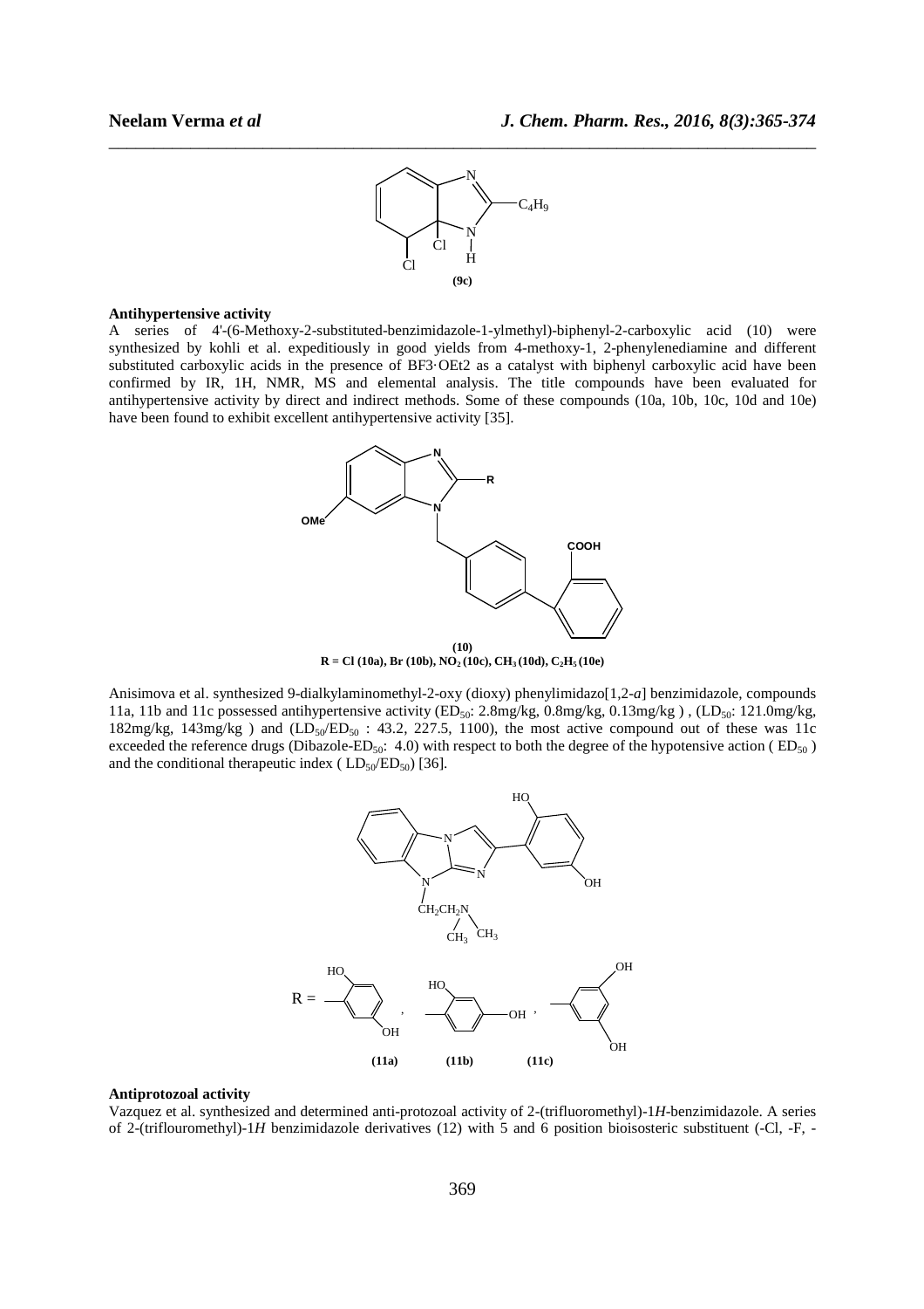**(9c)**

**Antihypertensive activity**

A series of 4'-(6-Methoxy-2-substituted-benzimidazole-1-ylmethyl)-biphenyl-2-carboxylic acid (10) were synthesized by kohli et al. expeditiously in good yields from 4-methoxy-1, 2-phenylenediamine and different substituted carboxylic acids in the presence of BF3·OEt2 as a catalyst with biphenyl carboxylic acid have been confirmed by IR, 1H, NMR, MS and elemental analysis. The title compounds have been evaluated for antihypertensive activity by direct and indirect methods. Some of these compounds (10a, 10b, 10c, 10d and 10e) have been found to exhibit excellent antihypertensive activity [35].

**(10)**

**R = Cl (10a), Br (10b), $NO_2$ (10c), $CH_3$ (10d), $C_2H_5$ (10e)**

Anisimova et al. synthesized 9-dialkylaminomethyl-2-oxy (dioxy) phenylimidazo[1,2-*a*] benzimidazole, compounds 11a, 11b and 11c possessed antihypertensive activity ($ED_{50}$: 2.8mg/kg, 0.8mg/kg, 0.13mg/kg ) , ($LD_{50}$: 121.0mg/kg, 182mg/kg, 143mg/kg ) and ($LD_{50}/ED_{50}$ : 43.2, 227.5, 1100), the most active compound out of these was 11c exceeded the reference drugs (Dibazole-$ED_{50}$: 4.0) with respect to both the degree of the hypotensive action ( $ED_{50}$ ) and the conditional therapeutic index ( $LD_{50}/ED_{50}$) [36].

**(11a)** **(11b)** **(11c)**

**Antiprotozoal activity**

Vazquez et al. synthesized and determined anti-protozoal activity of 2-(trifluoromethyl)-1*H*-benzimidazole. A series of 2-(triflouromethyl)-1*H* benzimidazole derivatives (12) with 5 and 6 position bioisosteric substituent (-Cl, -F, -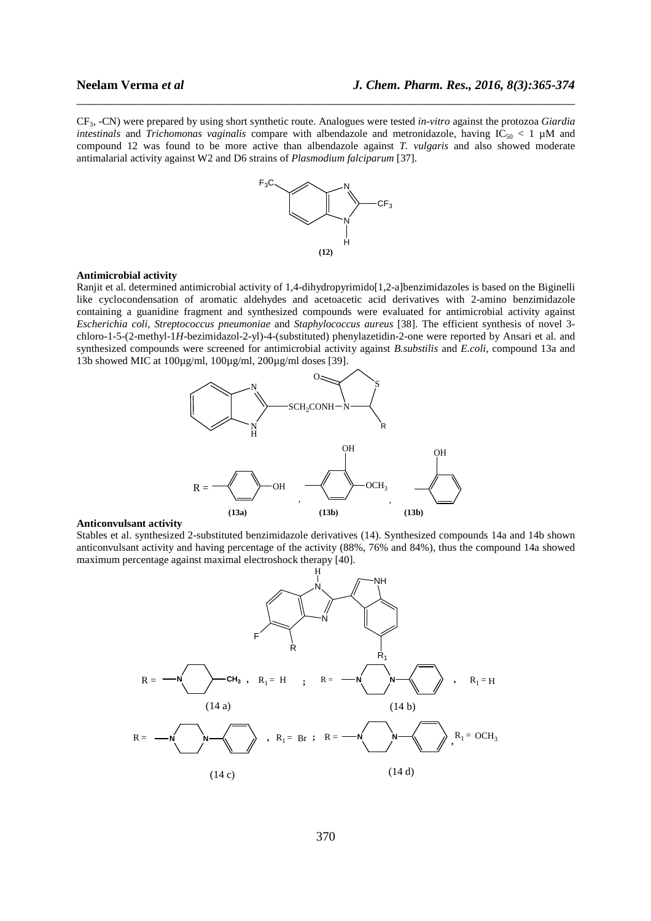$CF_3$, -CN) were prepared by using short synthetic route. Analogues were tested *in-vitro* against the protozoa *Giardia intestinals* and *Trichomonas vaginalis* compare with albendazole and metronidazole, having $IC_{50} < 1$ µM and compound 12 was found to be more active than albendazole against *T. vulgaris* and also showed moderate antimalarial activity against W2 and D6 strains of *Plasmodium falciparum* [37].

**(12)**

**Antimicrobial activity**

Ranjit et al. determined antimicrobial activity of 1,4-dihydropyrimido[1,2-a]benzimidazoles is based on the Biginelli like cyclocondensation of aromatic aldehydes and acetoacetic acid derivatives with 2-amino benzimidazole containing a guanidine fragment and synthesized compounds were evaluated for antimicrobial activity against *Escherichia coli*, *Streptococcus pneumoniae* and *Staphylococcus aureus* [38]. The efficient synthesis of novel 3-chloro-1-5-(2-methyl-1*H*-bezimidazol-2-yl)-4-(substituted) phenylazetidin-2-one were reported by Ansari et al. and synthesized compounds were screened for antimicrobial activity against *B.substilis* and *E.coli*, compound 13a and 13b showed MIC at 100µg/ml, 100µg/ml, 200µg/ml doses [39].

**(13a)** **(13b)** **(13b)**

**Anticonvulsant activity**

Stables et al. synthesized 2-substituted benzimidazole derivatives (14). Synthesized compounds 14a and 14b shown anticonvulsant activity and having percentage of the activity (88%, 76% and 84%), thus the compound 14a showed maximum percentage against maximal electroshock therapy [40].

(14 a) (14 b)

(14 c) (14 d)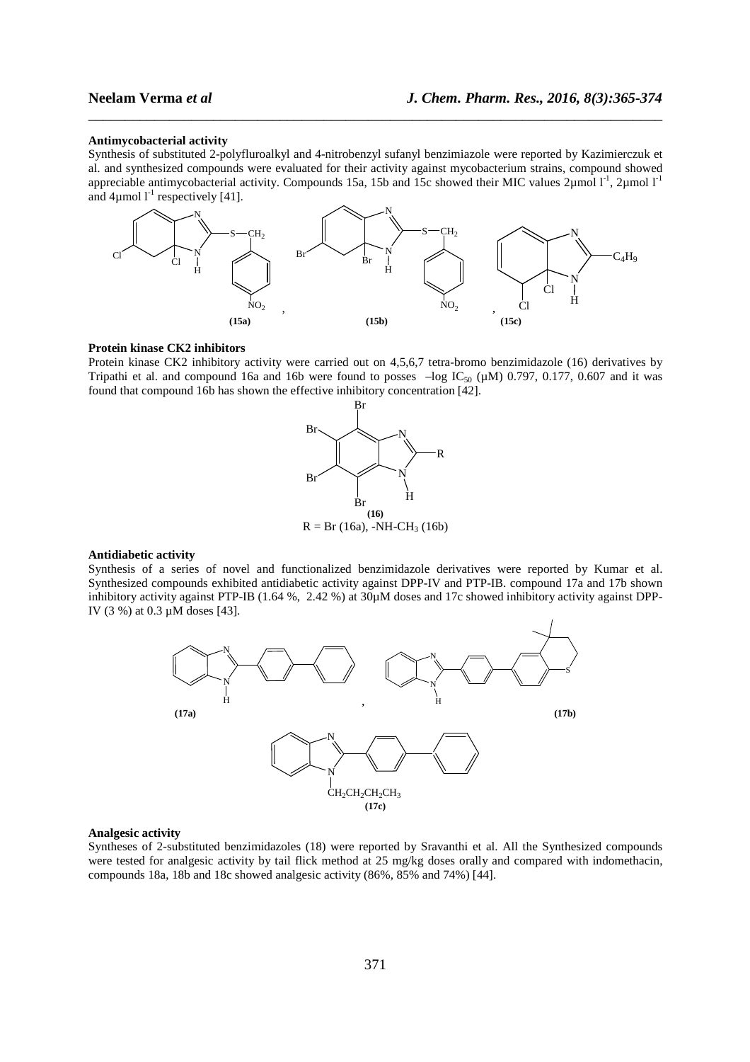**Antimycobacterial activity**

Synthesis of substituted 2-polyfluroalkyl and 4-nitrobenzyl sufanyl benzimiazole were reported by Kazimierczuk et al. and synthesized compounds were evaluated for their activity against mycobacterium strains, compound showed appreciable antimycobacterial activity. Compounds 15a, 15b and 15c showed their MIC values 2µmol $l^{-1}$, 2µmol $l^{-1}$ and 4µmol $l^{-1}$ respectively [41].

**(15a)** , **(15b)** , **(15c)**

**Protein kinase CK2 inhibitors**

Protein kinase CK2 inhibitory activity were carried out on 4,5,6,7 tetra-bromo benzimidazole (16) derivatives by Tripathi et al. and compound 16a and 16b were found to posses –log $IC_{50}$ (µM) 0.797, 0.177, 0.607 and it was found that compound 16b has shown the effective inhibitory concentration [42].

**(16)**

R = Br (16a), -NH-$CH_3$ (16b)

**Antidiabetic activity**

Synthesis of a series of novel and functionalized benzimidazole derivatives were reported by Kumar et al. Synthesized compounds exhibited antidiabetic activity against DPP-IV and PTP-IB. compound 17a and 17b shown inhibitory activity against PTP-IB (1.64 %, 2.42 %) at 30µM doses and 17c showed inhibitory activity against DPP-IV (3 %) at 0.3 µM doses [43].

**(17a)** , **(17b)**

**(17c)**

**Analgesic activity**

Syntheses of 2-substituted benzimidazoles (18) were reported by Sravanthi et al. All the Synthesized compounds were tested for analgesic activity by tail flick method at 25 mg/kg doses orally and compared with indomethacin, compounds 18a, 18b and 18c showed analgesic activity (86%, 85% and 74%) [44].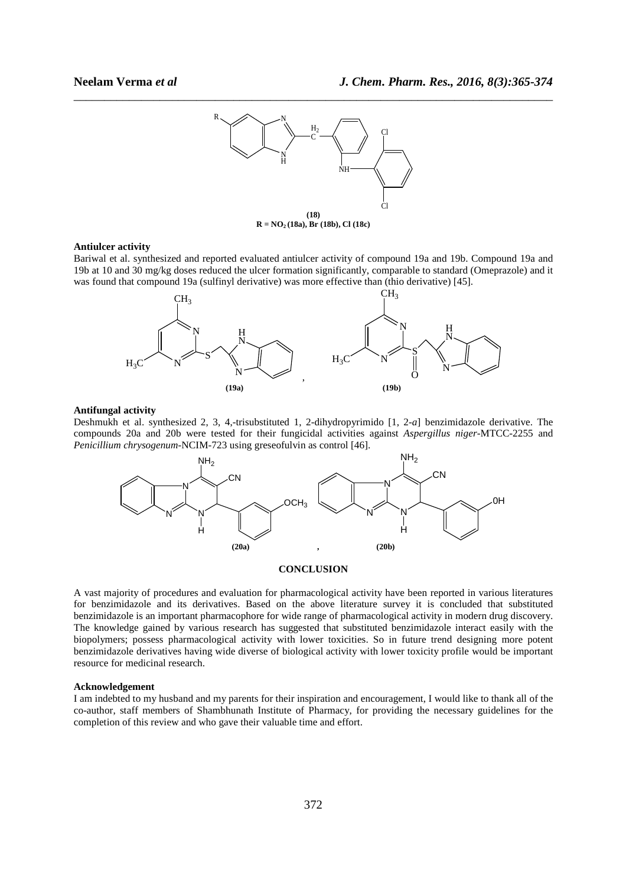**(18)**
**R = $NO_2$ (18a), Br (18b), Cl (18c)**

**Antiulcer activity**

Bariwal et al. synthesized and reported evaluated antiulcer activity of compound 19a and 19b. Compound 19a and 19b at 10 and 30 mg/kg doses reduced the ulcer formation significantly, comparable to standard (Omeprazole) and it was found that compound 19a (sulfinyl derivative) was more effective than (thio derivative) [45].

**(19a)** , **(19b)**

**Antifungal activity**

Deshmukh et al. synthesized 2, 3, 4,-trisubstituted 1, 2-dihydropyrimido [1, 2-*a*] benzimidazole derivative. The compounds 20a and 20b were tested for their fungicidal activities against *Aspergillus niger*-MTCC-2255 and *Penicillium chrysogenum*-NCIM-723 using greseofulvin as control [46].

**(20a)** , **(20b)**

## CONCLUSION

A vast majority of procedures and evaluation for pharmacological activity have been reported in various literatures for benzimidazole and its derivatives. Based on the above literature survey it is concluded that substituted benzimidazole is an important pharmacophore for wide range of pharmacological activity in modern drug discovery. The knowledge gained by various research has suggested that substituted benzimidazole interact easily with the biopolymers; possess pharmacological activity with lower toxicities. So in future trend designing more potent benzimidazole derivatives having wide diverse of biological activity with lower toxicity profile would be important resource for medicinal research.

**Acknowledgement**

I am indebted to my husband and my parents for their inspiration and encouragement, I would like to thank all of the co-author, staff members of Shambhunath Institute of Pharmacy, for providing the necessary guidelines for the completion of this review and who gave their valuable time and effort.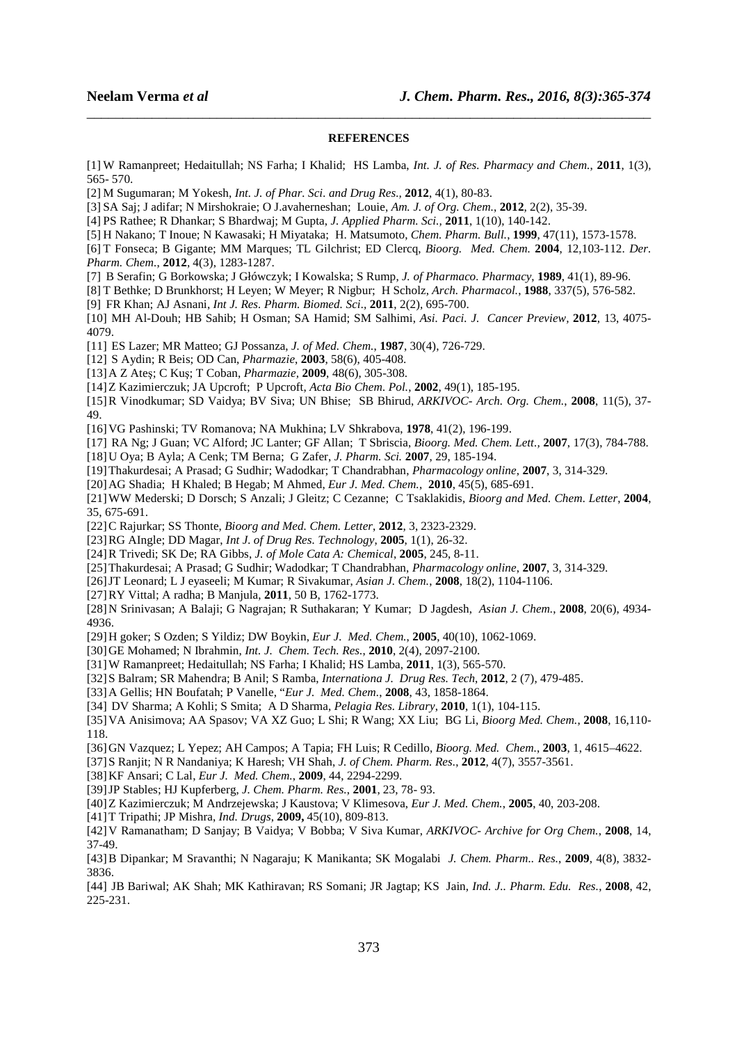## REFERENCES

[1] W Ramanpreet; Hedaitullah; NS Farha; I Khalid; HS Lamba, *Int. J. of Res. Pharmacy and Chem.*, **2011**, 1(3), 565- 570.

[2] M Sugumaran; M Yokesh, *Int. J. of Phar. Sci. and Drug Res.*, **2012**, 4(1), 80-83.

[3] SA Saj; J adifar; N Mirshokraie; O J.avaherneshan; Louie, *Am. J. of Org. Chem.*, **2012**, 2(2), 35-39.

[4] PS Rathee; R Dhankar; S Bhardwaj; M Gupta, *J. Applied Pharm. Sci.*, **2011**, 1(10), 140-142.

[5] H Nakano; T Inoue; N Kawasaki; H Miyataka; H. Matsumoto, *Chem. Pharm. Bull.*, **1999**, 47(11), 1573-1578.

[6] T Fonseca; B Gigante; MM Marques; TL Gilchrist; ED Clercq, *Bioorg. Med. Chem.* **2004**, 12,103-112. *Der. Pharm. Chem.*, **2012**, 4(3), 1283-1287.

[7] B Serafin; G Borkowska; J Główczyk; I Kowalska; S Rump, *J. of Pharmaco. Pharmacy*, **1989**, 41(1), 89-96.

[8] T Bethke; D Brunkhorst; H Leyen; W Meyer; R Nigbur; H Scholz, *Arch. Pharmacol.*, **1988**, 337(5), 576-582.

[9] FR Khan; AJ Asnani, *Int J. Res. Pharm. Biomed. Sci.*, **2011**, 2(2), 695-700.

[10] MH Al-Douh; HB Sahib; H Osman; SA Hamid; SM Salhimi, *Asi. Paci. J. Cancer Preview*, **2012**, 13, 4075-4079.

[11] ES Lazer; MR Matteo; GJ Possanza, *J. of Med. Chem.*, **1987**, 30(4), 726-729.

[12] S Aydin; R Beis; OD Can, *Pharmazie*, **2003**, 58(6), 405-408.

[13] A Z Ateş; C Kuş; T Coban, *Pharmazie*, **2009**, 48(6), 305-308.

[14] Z Kazimierczuk; JA Upcroft; P Upcroft, *Acta Bio Chem. Pol.*, **2002**, 49(1), 185-195.

[15] R Vinodkumar; SD Vaidya; BV Siva; UN Bhise; SB Bhirud, *ARKIVOC- Arch. Org. Chem.*, **2008**, 11(5), 37-49.

[16] VG Pashinski; TV Romanova; NA Mukhina; LV Shkrabova, **1978**, 41(2), 196-199.

[17] RA Ng; J Guan; VC Alford; JC Lanter; GF Allan; T Sbriscia, *Bioorg. Med. Chem. Lett.*, **2007**, 17(3), 784-788.

[18] U Oya; B Ayla; A Cenk; TM Berna; G Zafer, *J. Pharm. Sci.* **2007**, 29, 185-194.

[19] Thakurdesai; A Prasad; G Sudhir; Wadodkar; T Chandrabhan, *Pharmacology online*, **2007**, 3, 314-329.

[20] AG Shadia; H Khaled; B Hegab; M Ahmed, *Eur J. Med. Chem.*, **2010**, 45(5), 685-691.

[21] WW Mederski; D Dorsch; S Anzali; J Gleitz; C Cezanne; C Tsaklakidis, *Bioorg and Med. Chem. Letter*, **2004**, 35, 675-691.

[22] C Rajurkar; SS Thonte, *Bioorg and Med. Chem. Letter*, **2012**, 3, 2323-2329.

[23] RG AIngle; DD Magar, *Int J. of Drug Res. Technology*, **2005**, 1(1), 26-32.

[24] R Trivedi; SK De; RA Gibbs, *J. of Mole Cata A: Chemical*, **2005**, 245, 8-11.

[25] Thakurdesai; A Prasad; G Sudhir; Wadodkar; T Chandrabhan, *Pharmacology online*, **2007**, 3, 314-329.

[26] JT Leonard; L J eyaseeli; M Kumar; R Sivakumar, *Asian J. Chem.*, **2008**, 18(2), 1104-1106.

[27] RY Vittal; A radha; B Manjula, **2011**, 50 B, 1762-1773.

[28] N Srinivasan; A Balaji; G Nagrajan; R Suthakaran; Y Kumar; D Jagdesh, *Asian J. Chem.*, **2008**, 20(6), 4934-4936.

[29] H goker; S Ozden; S Yildiz; DW Boykin, *Eur J. Med. Chem.*, **2005**, 40(10), 1062-1069.

[30] GE Mohamed; N Ibrahmin, *Int. J. Chem. Tech. Res.*, **2010**, 2(4), 2097-2100.

[31] W Ramanpreet; Hedaitullah; NS Farha; I Khalid; HS Lamba, **2011**, 1(3), 565-570.

[32] S Balram; SR Mahendra; B Anil; S Ramba, *Internationa J. Drug Res. Tech*, **2012**, 2 (7), 479-485.

[33] A Gellis; HN Boufatah; P Vanelle, "*Eur J. Med. Chem.*, **2008**, 43, 1858-1864.

[34] DV Sharma; A Kohli; S Smita; A D Sharma, *Pelagia Res. Library*, **2010**, 1(1), 104-115.

[35] VA Anisimova; AA Spasov; VA XZ Guo; L Shi; R Wang; XX Liu; BG Li, *Bioorg Med. Chem.*, **2008**, 16,110-118.

[36] GN Vazquez; L Yepez; AH Campos; A Tapia; FH Luis; R Cedillo, *Bioorg. Med. Chem.*, **2003**, 1, 4615–4622.

[37] S Ranjit; N R Nandaniya; K Haresh; VH Shah, *J. of Chem. Pharm. Res.*, **2012**, 4(7), 3557-3561.

[38] KF Ansari; C Lal, *Eur J. Med. Chem.*, **2009**, 44, 2294-2299.

[39] JP Stables; HJ Kupferberg, *J. Chem. Pharm. Res.*, **2001**, 23, 78- 93.

[40] Z Kazimierczuk; M Andrzejewska; J Kaustova; V Klimesova, *Eur J. Med. Chem.*, **2005**, 40, 203-208.

[41] T Tripathi; JP Mishra, *Ind. Drugs*, **2009,** 45(10), 809-813.

[42] V Ramanatham; D Sanjay; B Vaidya; V Bobba; V Siva Kumar, *ARKIVOC- Archive for Org Chem.*, **2008**, 14, 37-49.

[43] B Dipankar; M Sravanthi; N Nagaraju; K Manikanta; SK Mogalabi *J. Chem. Pharm.. Res.*, **2009**, 4(8), 3832-3836.

[44] JB Bariwal; AK Shah; MK Kathiravan; RS Somani; JR Jagtap; KS Jain, *Ind. J.. Pharm. Edu. Res.*, **2008**, 42, 225-231.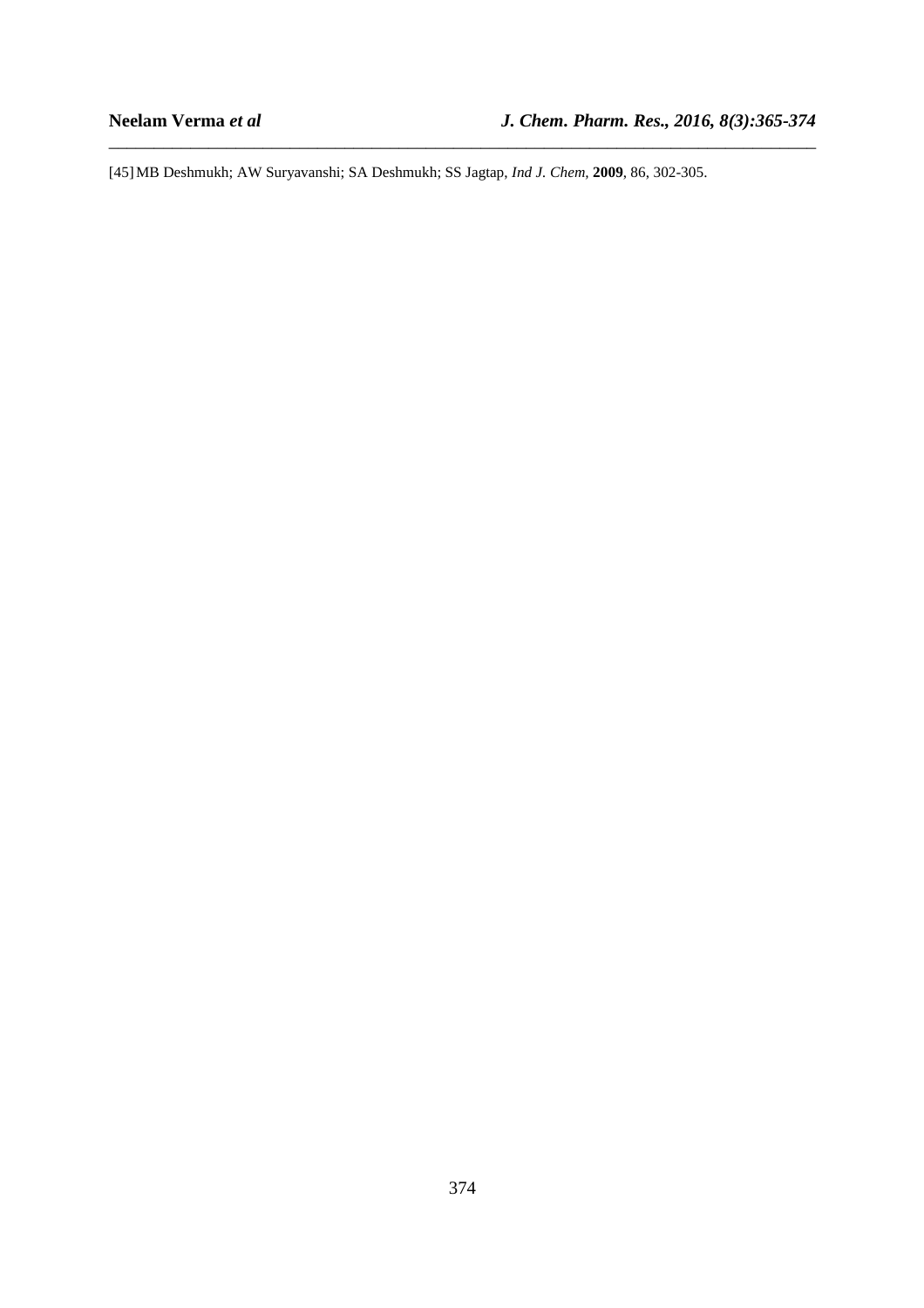[45] MB Deshmukh; AW Suryavanshi; SA Deshmukh; SS Jagtap, *Ind J. Chem*, **2009**, 86, 302-305.